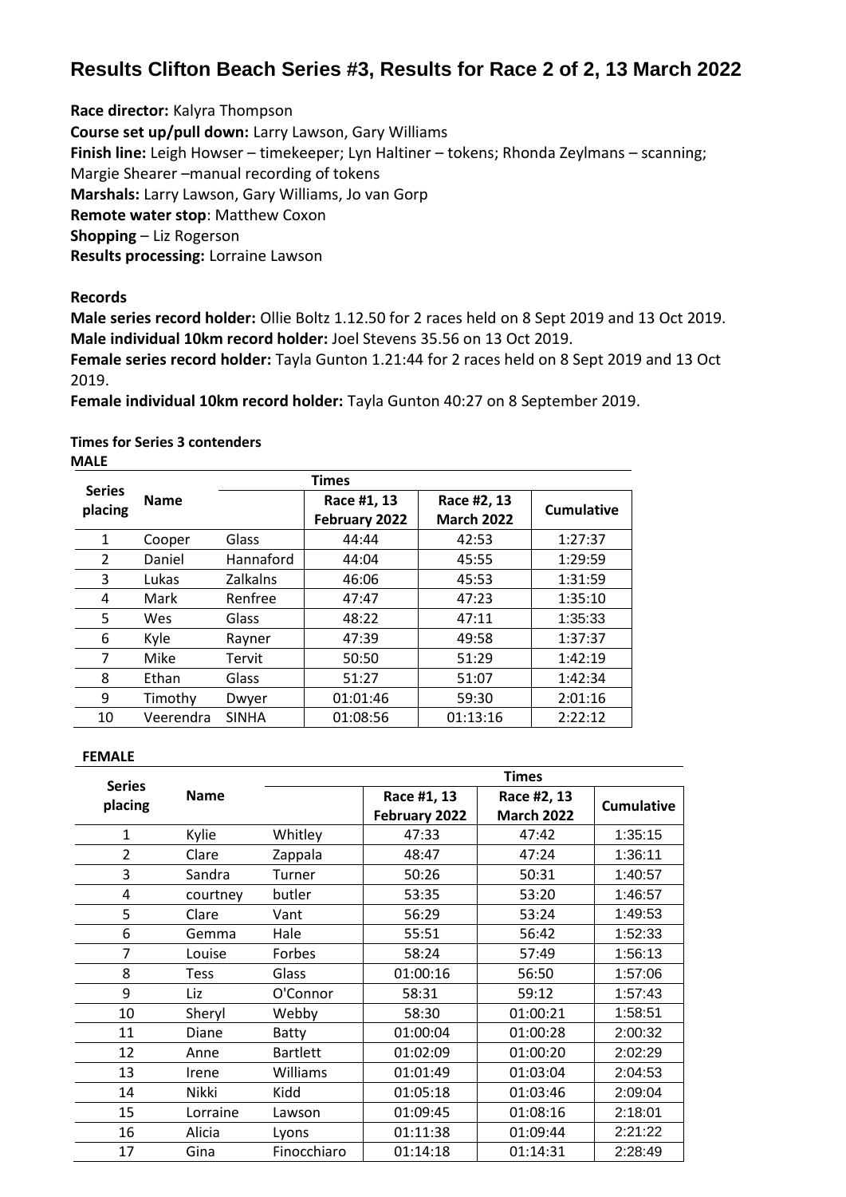# Results Clifton Beach Series #3, Results for Race 2 of 2, 13 March 2022

**Race director:** Kalyra Thompson
**Course set up/pull down:** Larry Lawson, Gary Williams
**Finish line:** Leigh Howser – timekeeper; Lyn Haltiner – tokens; Rhonda Zeylmans – scanning; Margie Shearer –manual recording of tokens
**Marshals:** Larry Lawson, Gary Williams, Jo van Gorp
**Remote water stop**: Matthew Coxon
**Shopping** – Liz Rogerson
**Results processing:** Lorraine Lawson

**Records**

**Male series record holder:** Ollie Boltz 1.12.50 for 2 races held on 8 Sept 2019 and 13 Oct 2019.
**Male individual 10km record holder:** Joel Stevens 35.56 on 13 Oct 2019.
**Female series record holder:** Tayla Gunton 1.21:44 for 2 races held on 8 Sept 2019 and 13 Oct 2019.
**Female individual 10km record holder:** Tayla Gunton 40:27 on 8 September 2019.

**Times for Series 3 contenders**

**MALE**

| Series placing | Name | | Times | | |
|---|---|---|---|---|---|
| | | | Race #1, 13 February 2022 | Race #2, 13 March 2022 | Cumulative |
| 1 | Cooper | Glass | 44:44 | 42:53 | 1:27:37 |
| 2 | Daniel | Hannaford | 44:04 | 45:55 | 1:29:59 |
| 3 | Lukas | Zalkalns | 46:06 | 45:53 | 1:31:59 |
| 4 | Mark | Renfree | 47:47 | 47:23 | 1:35:10 |
| 5 | Wes | Glass | 48:22 | 47:11 | 1:35:33 |
| 6 | Kyle | Rayner | 47:39 | 49:58 | 1:37:37 |
| 7 | Mike | Tervit | 50:50 | 51:29 | 1:42:19 |
| 8 | Ethan | Glass | 51:27 | 51:07 | 1:42:34 |
| 9 | Timothy | Dwyer | 01:01:46 | 59:30 | 2:01:16 |
| 10 | Veerendra | SINHA | 01:08:56 | 01:13:16 | 2:22:12 |

**FEMALE**

| Series placing | Name | | Times | | |
|---|---|---|---|---|---|
| | | | Race #1, 13 February 2022 | Race #2, 13 March 2022 | Cumulative |
| 1 | Kylie | Whitley | 47:33 | 47:42 | 1:35:15 |
| 2 | Clare | Zappala | 48:47 | 47:24 | 1:36:11 |
| 3 | Sandra | Turner | 50:26 | 50:31 | 1:40:57 |
| 4 | courtney | butler | 53:35 | 53:20 | 1:46:57 |
| 5 | Clare | Vant | 56:29 | 53:24 | 1:49:53 |
| 6 | Gemma | Hale | 55:51 | 56:42 | 1:52:33 |
| 7 | Louise | Forbes | 58:24 | 57:49 | 1:56:13 |
| 8 | Tess | Glass | 01:00:16 | 56:50 | 1:57:06 |
| 9 | Liz | O'Connor | 58:31 | 59:12 | 1:57:43 |
| 10 | Sheryl | Webby | 58:30 | 01:00:21 | 1:58:51 |
| 11 | Diane | Batty | 01:00:04 | 01:00:28 | 2:00:32 |
| 12 | Anne | Bartlett | 01:02:09 | 01:00:20 | 2:02:29 |
| 13 | Irene | Williams | 01:01:49 | 01:03:04 | 2:04:53 |
| 14 | Nikki | Kidd | 01:05:18 | 01:03:46 | 2:09:04 |
| 15 | Lorraine | Lawson | 01:09:45 | 01:08:16 | 2:18:01 |
| 16 | Alicia | Lyons | 01:11:38 | 01:09:44 | 2:21:22 |
| 17 | Gina | Finocchiaro | 01:14:18 | 01:14:31 | 2:28:49 |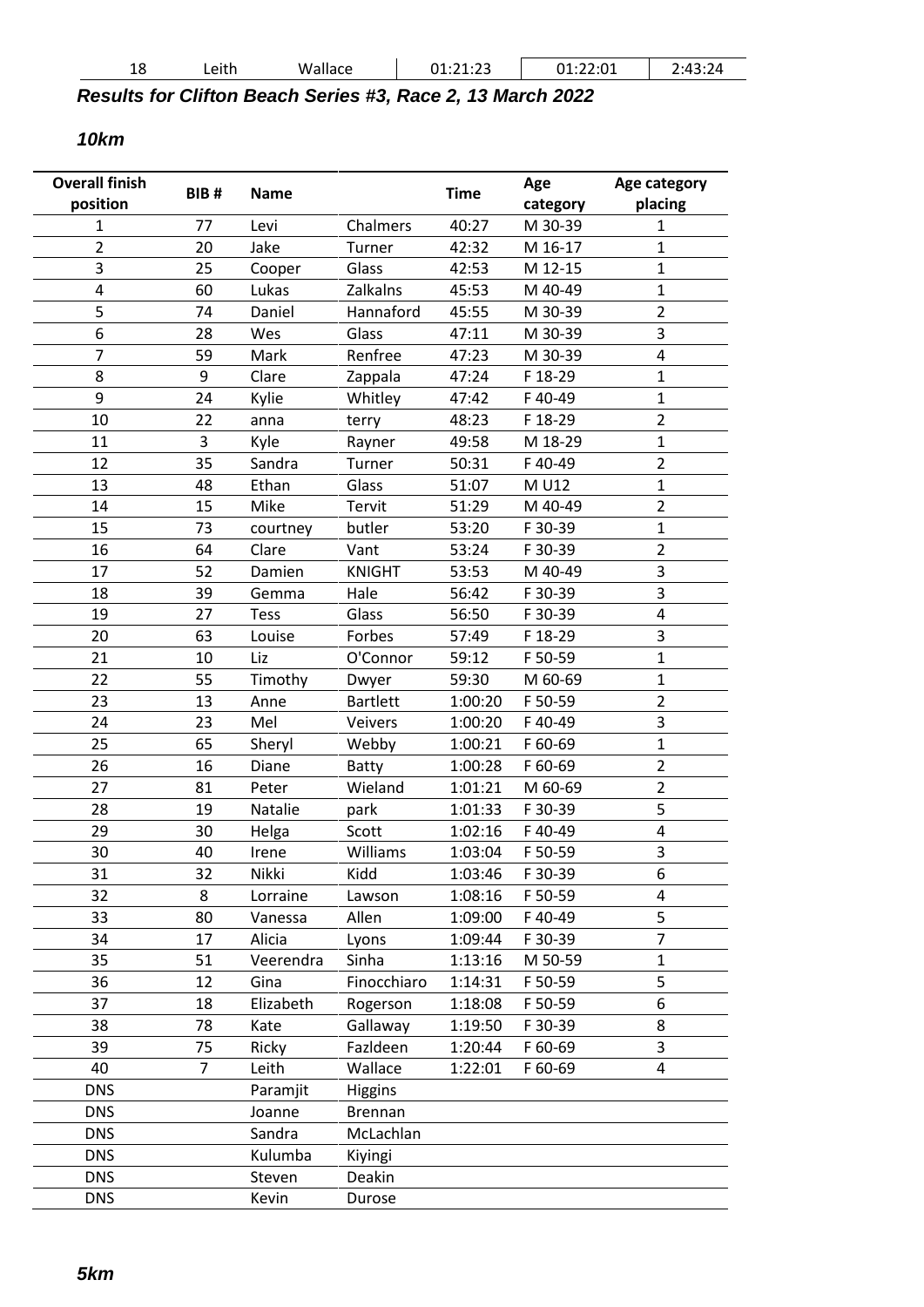| 18 | Leith | Wallace | 01:21:23 | 01:22:01 | 2:43:24 |
|---|---|---|---|---|---|

***Results for Clifton Beach Series #3, Race 2, 13 March 2022***

***10km***

| Overall finish position | BIB # | Name | | Time | Age category | Age category placing |
|---|---|---|---|---|---|---|
| 1 | 77 | Levi | Chalmers | 40:27 | M 30-39 | 1 |
| 2 | 20 | Jake | Turner | 42:32 | M 16-17 | 1 |
| 3 | 25 | Cooper | Glass | 42:53 | M 12-15 | 1 |
| 4 | 60 | Lukas | Zalkalns | 45:53 | M 40-49 | 1 |
| 5 | 74 | Daniel | Hannaford | 45:55 | M 30-39 | 2 |
| 6 | 28 | Wes | Glass | 47:11 | M 30-39 | 3 |
| 7 | 59 | Mark | Renfree | 47:23 | M 30-39 | 4 |
| 8 | 9 | Clare | Zappala | 47:24 | F 18-29 | 1 |
| 9 | 24 | Kylie | Whitley | 47:42 | F 40-49 | 1 |
| 10 | 22 | anna | terry | 48:23 | F 18-29 | 2 |
| 11 | 3 | Kyle | Rayner | 49:58 | M 18-29 | 1 |
| 12 | 35 | Sandra | Turner | 50:31 | F 40-49 | 2 |
| 13 | 48 | Ethan | Glass | 51:07 | M U12 | 1 |
| 14 | 15 | Mike | Tervit | 51:29 | M 40-49 | 2 |
| 15 | 73 | courtney | butler | 53:20 | F 30-39 | 1 |
| 16 | 64 | Clare | Vant | 53:24 | F 30-39 | 2 |
| 17 | 52 | Damien | KNIGHT | 53:53 | M 40-49 | 3 |
| 18 | 39 | Gemma | Hale | 56:42 | F 30-39 | 3 |
| 19 | 27 | Tess | Glass | 56:50 | F 30-39 | 4 |
| 20 | 63 | Louise | Forbes | 57:49 | F 18-29 | 3 |
| 21 | 10 | Liz | O'Connor | 59:12 | F 50-59 | 1 |
| 22 | 55 | Timothy | Dwyer | 59:30 | M 60-69 | 1 |
| 23 | 13 | Anne | Bartlett | 1:00:20 | F 50-59 | 2 |
| 24 | 23 | Mel | Veivers | 1:00:20 | F 40-49 | 3 |
| 25 | 65 | Sheryl | Webby | 1:00:21 | F 60-69 | 1 |
| 26 | 16 | Diane | Batty | 1:00:28 | F 60-69 | 2 |
| 27 | 81 | Peter | Wieland | 1:01:21 | M 60-69 | 2 |
| 28 | 19 | Natalie | park | 1:01:33 | F 30-39 | 5 |
| 29 | 30 | Helga | Scott | 1:02:16 | F 40-49 | 4 |
| 30 | 40 | Irene | Williams | 1:03:04 | F 50-59 | 3 |
| 31 | 32 | Nikki | Kidd | 1:03:46 | F 30-39 | 6 |
| 32 | 8 | Lorraine | Lawson | 1:08:16 | F 50-59 | 4 |
| 33 | 80 | Vanessa | Allen | 1:09:00 | F 40-49 | 5 |
| 34 | 17 | Alicia | Lyons | 1:09:44 | F 30-39 | 7 |
| 35 | 51 | Veerendra | Sinha | 1:13:16 | M 50-59 | 1 |
| 36 | 12 | Gina | Finocchiaro | 1:14:31 | F 50-59 | 5 |
| 37 | 18 | Elizabeth | Rogerson | 1:18:08 | F 50-59 | 6 |
| 38 | 78 | Kate | Gallaway | 1:19:50 | F 30-39 | 8 |
| 39 | 75 | Ricky | Fazldeen | 1:20:44 | F 60-69 | 3 |
| 40 | 7 | Leith | Wallace | 1:22:01 | F 60-69 | 4 |
| DNS | | Paramjit | Higgins | | | |
| DNS | | Joanne | Brennan | | | |
| DNS | | Sandra | McLachlan | | | |
| DNS | | Kulumba | Kiyingi | | | |
| DNS | | Steven | Deakin | | | |
| DNS | | Kevin | Durose | | | |

***5km***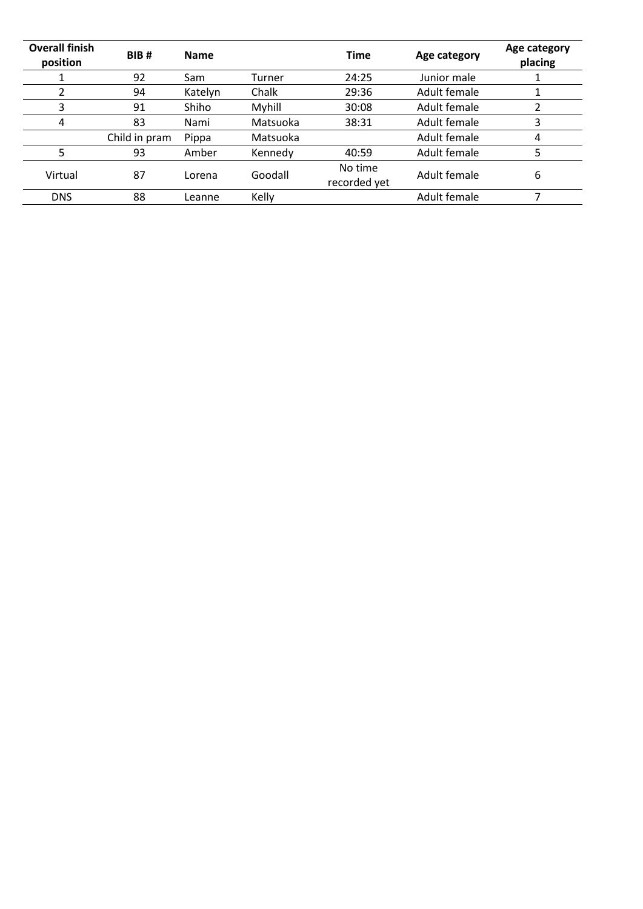| Overall finish position | BIB # | Name | | Time | Age category | Age category placing |
|---|---|---|---|---|---|---|
| 1 | 92 | Sam | Turner | 24:25 | Junior male | 1 |
| 2 | 94 | Katelyn | Chalk | 29:36 | Adult female | 1 |
| 3 | 91 | Shiho | Myhill | 30:08 | Adult female | 2 |
| 4 | 83 | Nami | Matsuoka | 38:31 | Adult female | 3 |
| | Child in pram | Pippa | Matsuoka | | Adult female | 4 |
| 5 | 93 | Amber | Kennedy | 40:59 | Adult female | 5 |
| Virtual | 87 | Lorena | Goodall | No time recorded yet | Adult female | 6 |
| DNS | 88 | Leanne | Kelly | | Adult female | 7 |